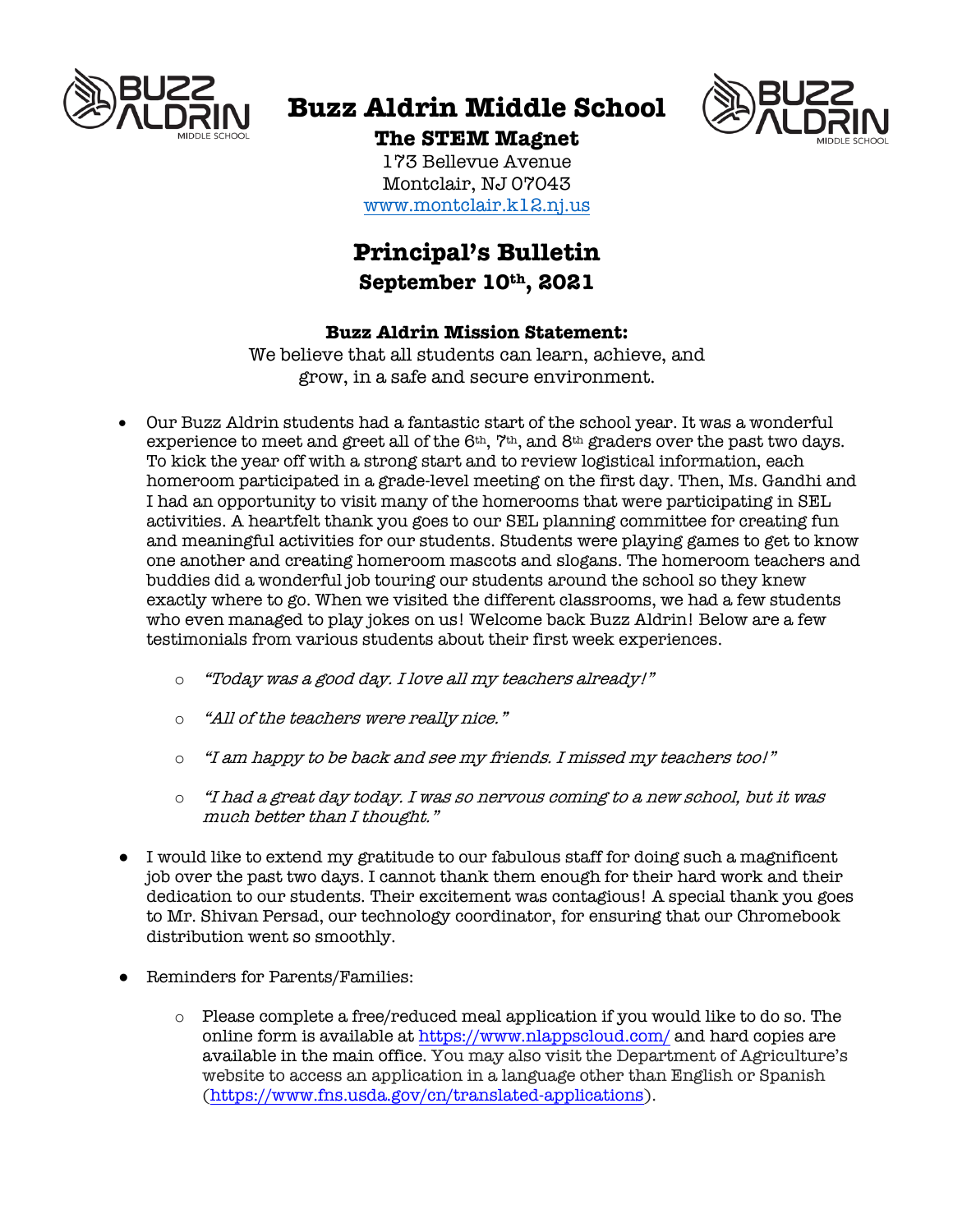# Buzz Aldrin Middle School

**The STEM Magnet**

173 Bellevue Avenue
Montclair, NJ 07043
www.montclair.k12.nj.us

## Principal's Bulletin

**September 10th, 2021**

**Buzz Aldrin Mission Statement:**

We believe that all students can learn, achieve, and grow, in a safe and secure environment.

- Our Buzz Aldrin students had a fantastic start of the school year. It was a wonderful experience to meet and greet all of the 6th, 7th, and 8th graders over the past two days. To kick the year off with a strong start and to review logistical information, each homeroom participated in a grade-level meeting on the first day. Then, Ms. Gandhi and I had an opportunity to visit many of the homerooms that were participating in SEL activities. A heartfelt thank you goes to our SEL planning committee for creating fun and meaningful activities for our students. Students were playing games to get to know one another and creating homeroom mascots and slogans. The homeroom teachers and buddies did a wonderful job touring our students around the school so they knew exactly where to go. When we visited the different classrooms, we had a few students who even managed to play jokes on us! Welcome back Buzz Aldrin! Below are a few testimonials from various students about their first week experiences.
    - *"Today was a good day. I love all my teachers already!"*
    - *"All of the teachers were really nice."*
    - *"I am happy to be back and see my friends. I missed my teachers too!"*
    - *"I had a great day today. I was so nervous coming to a new school, but it was much better than I thought."*
- I would like to extend my gratitude to our fabulous staff for doing such a magnificent job over the past two days. I cannot thank them enough for their hard work and their dedication to our students. Their excitement was contagious! A special thank you goes to Mr. Shivan Persad, our technology coordinator, for ensuring that our Chromebook distribution went so smoothly.
- Reminders for Parents/Families:
    - Please complete a free/reduced meal application if you would like to do so. The online form is available at https://www.nlappscloud.com/ and hard copies are available in the main office. You may also visit the Department of Agriculture's website to access an application in a language other than English or Spanish (https://www.fns.usda.gov/cn/translated-applications).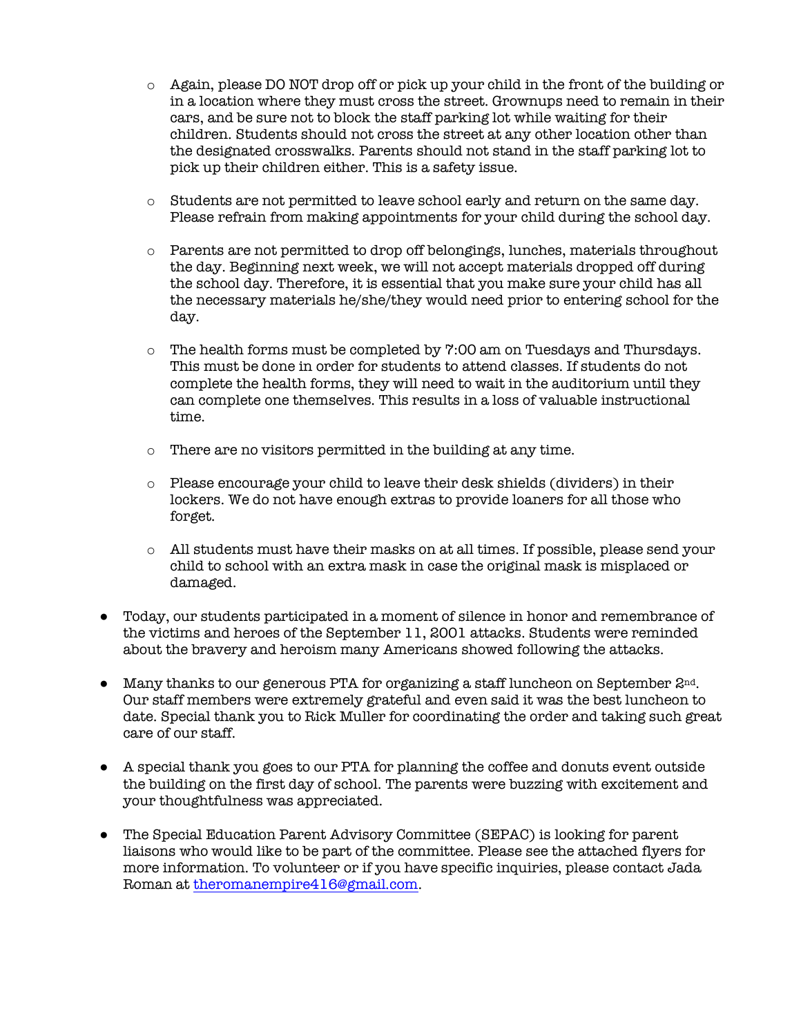- Again, please DO NOT drop off or pick up your child in the front of the building or in a location where they must cross the street. Grownups need to remain in their cars, and be sure not to block the staff parking lot while waiting for their children. Students should not cross the street at any other location other than the designated crosswalks. Parents should not stand in the staff parking lot to pick up their children either. This is a safety issue.

  - Students are not permitted to leave school early and return on the same day. Please refrain from making appointments for your child during the school day.

  - Parents are not permitted to drop off belongings, lunches, materials throughout the day. Beginning next week, we will not accept materials dropped off during the school day. Therefore, it is essential that you make sure your child has all the necessary materials he/she/they would need prior to entering school for the day.

  - The health forms must be completed by 7:00 am on Tuesdays and Thursdays. This must be done in order for students to attend classes. If students do not complete the health forms, they will need to wait in the auditorium until they can complete one themselves. This results in a loss of valuable instructional time.

  - There are no visitors permitted in the building at any time.

  - Please encourage your child to leave their desk shields (dividers) in their lockers. We do not have enough extras to provide loaners for all those who forget.

  - All students must have their masks on at all times. If possible, please send your child to school with an extra mask in case the original mask is misplaced or damaged.

- Today, our students participated in a moment of silence in honor and remembrance of the victims and heroes of the September 11, 2001 attacks. Students were reminded about the bravery and heroism many Americans showed following the attacks.

- Many thanks to our generous PTA for organizing a staff luncheon on September 2nd. Our staff members were extremely grateful and even said it was the best luncheon to date. Special thank you to Rick Muller for coordinating the order and taking such great care of our staff.

- A special thank you goes to our PTA for planning the coffee and donuts event outside the building on the first day of school. The parents were buzzing with excitement and your thoughtfulness was appreciated.

- The Special Education Parent Advisory Committee (SEPAC) is looking for parent liaisons who would like to be part of the committee. Please see the attached flyers for more information. To volunteer or if you have specific inquiries, please contact Jada Roman at [theromanempire416@gmail.com](mailto:theromanempire416@gmail.com).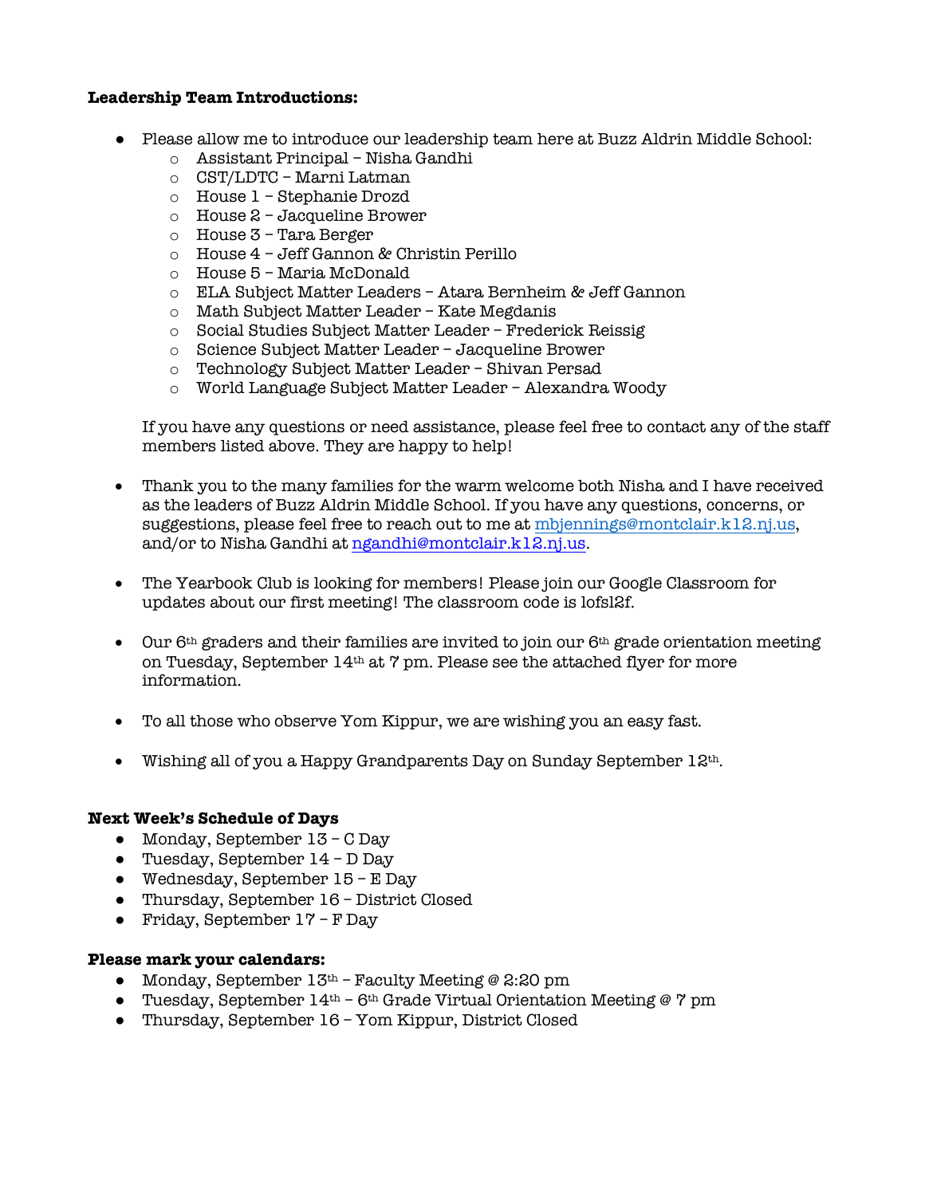**Leadership Team Introductions:**

- Please allow me to introduce our leadership team here at Buzz Aldrin Middle School:
    - Assistant Principal – Nisha Gandhi
    - CST/LDTC – Marni Latman
    - House 1 – Stephanie Drozd
    - House 2 – Jacqueline Brower
    - House 3 – Tara Berger
    - House 4 – Jeff Gannon & Christin Perillo
    - House 5 – Maria McDonald
    - ELA Subject Matter Leaders – Atara Bernheim & Jeff Gannon
    - Math Subject Matter Leader – Kate Megdanis
    - Social Studies Subject Matter Leader – Frederick Reissig
    - Science Subject Matter Leader – Jacqueline Brower
    - Technology Subject Matter Leader – Shivan Persad
    - World Language Subject Matter Leader – Alexandra Woody

  If you have any questions or need assistance, please feel free to contact any of the staff members listed above. They are happy to help!

- Thank you to the many families for the warm welcome both Nisha and I have received as the leaders of Buzz Aldrin Middle School. If you have any questions, concerns, or suggestions, please feel free to reach out to me at mbjennings@montclair.k12.nj.us, and/or to Nisha Gandhi at ngandhi@montclair.k12.nj.us.

- The Yearbook Club is looking for members! Please join our Google Classroom for updates about our first meeting! The classroom code is lofsl2f.

- Our 6th graders and their families are invited to join our 6th grade orientation meeting on Tuesday, September 14th at 7 pm. Please see the attached flyer for more information.

- To all those who observe Yom Kippur, we are wishing you an easy fast.

- Wishing all of you a Happy Grandparents Day on Sunday September 12th.

**Next Week's Schedule of Days**

- Monday, September 13 – C Day
- Tuesday, September 14 – D Day
- Wednesday, September 15 – E Day
- Thursday, September 16 – District Closed
- Friday, September 17 – F Day

**Please mark your calendars:**

- Monday, September 13th – Faculty Meeting @ 2:20 pm
- Tuesday, September 14th – 6th Grade Virtual Orientation Meeting @ 7 pm
- Thursday, September 16 – Yom Kippur, District Closed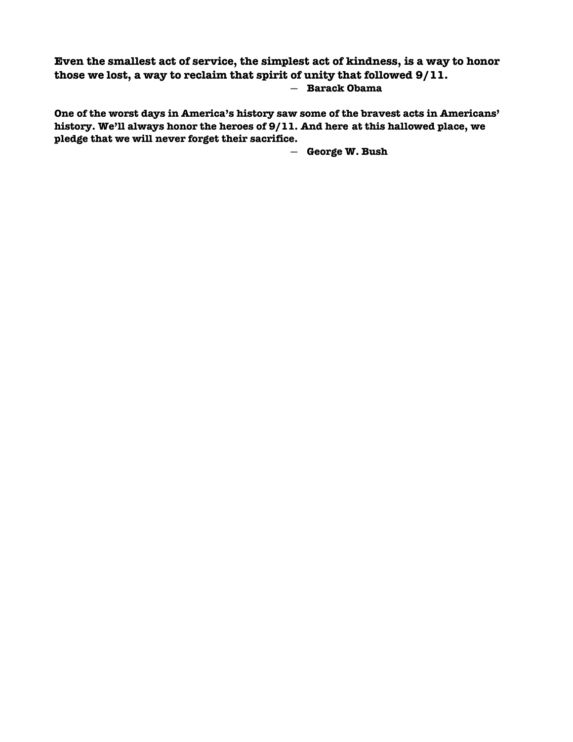**Even the smallest act of service, the simplest act of kindness, is a way to honor those we lost, a way to reclaim that spirit of unity that followed 9/11.**

— **Barack Obama**

**One of the worst days in America's history saw some of the bravest acts in Americans' history. We'll always honor the heroes of 9/11. And here at this hallowed place, we pledge that we will never forget their sacrifice.**

— **George W. Bush**